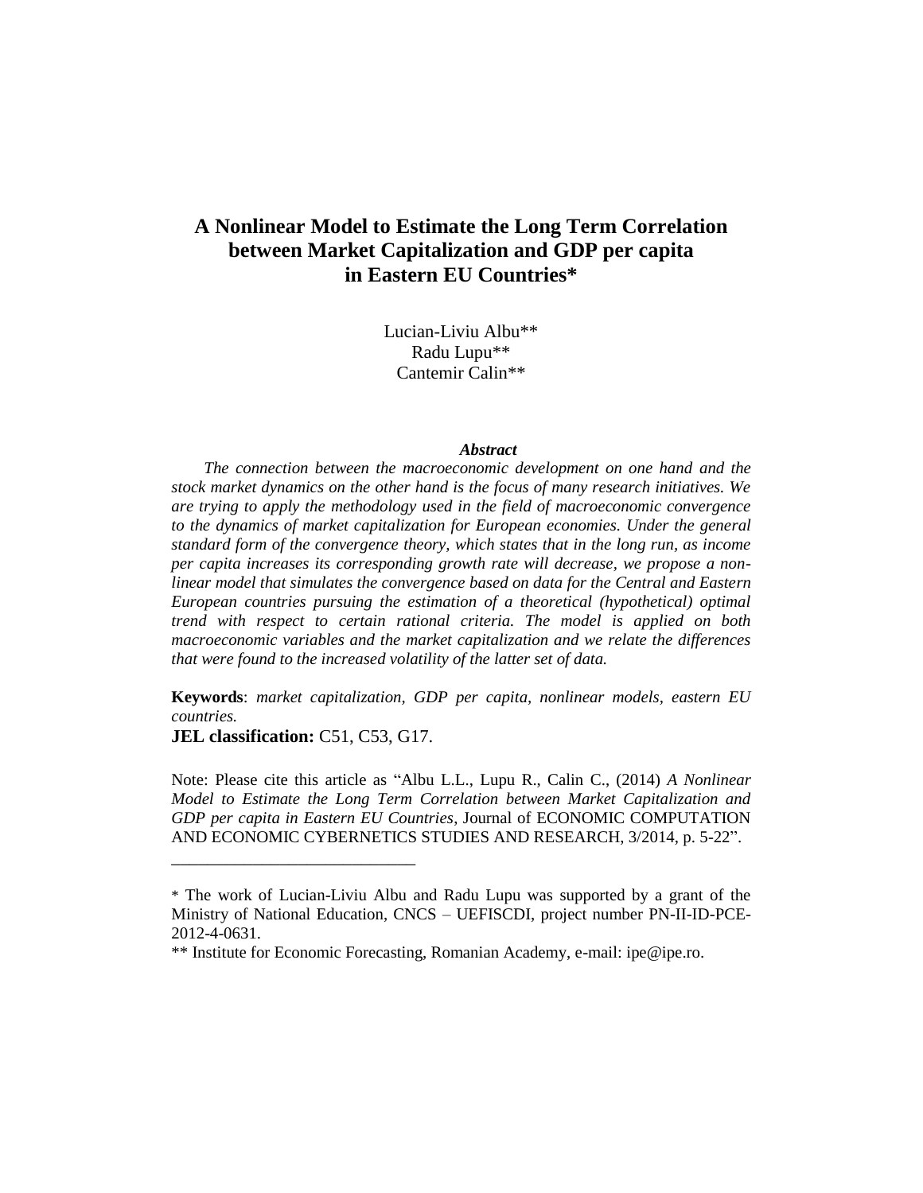# A Nonlinear Model to Estimate the Long Term Correlation between Market Capitalization and GDP per capita in Eastern EU Countries*

Lucian-Liviu Albu**
Radu Lupu**
Cantemir Calin**

***Abstract***

*The connection between the macroeconomic development on one hand and the stock market dynamics on the other hand is the focus of many research initiatives. We are trying to apply the methodology used in the field of macroeconomic convergence to the dynamics of market capitalization for European economies. Under the general standard form of the convergence theory, which states that in the long run, as income per capita increases its corresponding growth rate will decrease, we propose a non-linear model that simulates the convergence based on data for the Central and Eastern European countries pursuing the estimation of a theoretical (hypothetical) optimal trend with respect to certain rational criteria. The model is applied on both macroeconomic variables and the market capitalization and we relate the differences that were found to the increased volatility of the latter set of data.*

**Keywords**: *market capitalization, GDP per capita, nonlinear models, eastern EU countries.*
**JEL classification:** C51, C53, G17.

Note: Please cite this article as "Albu L.L., Lupu R., Calin C., (2014) *A Nonlinear Model to Estimate the Long Term Correlation between Market Capitalization and GDP per capita in Eastern EU Countries*, Journal of ECONOMIC COMPUTATION AND ECONOMIC CYBERNETICS STUDIES AND RESEARCH, 3/2014, p. 5-22".

---

\* The work of Lucian-Liviu Albu and Radu Lupu was supported by a grant of the Ministry of National Education, CNCS – UEFISCDI, project number PN-II-ID-PCE-2012-4-0631.

\*\* Institute for Economic Forecasting, Romanian Academy, e-mail: ipe@ipe.ro.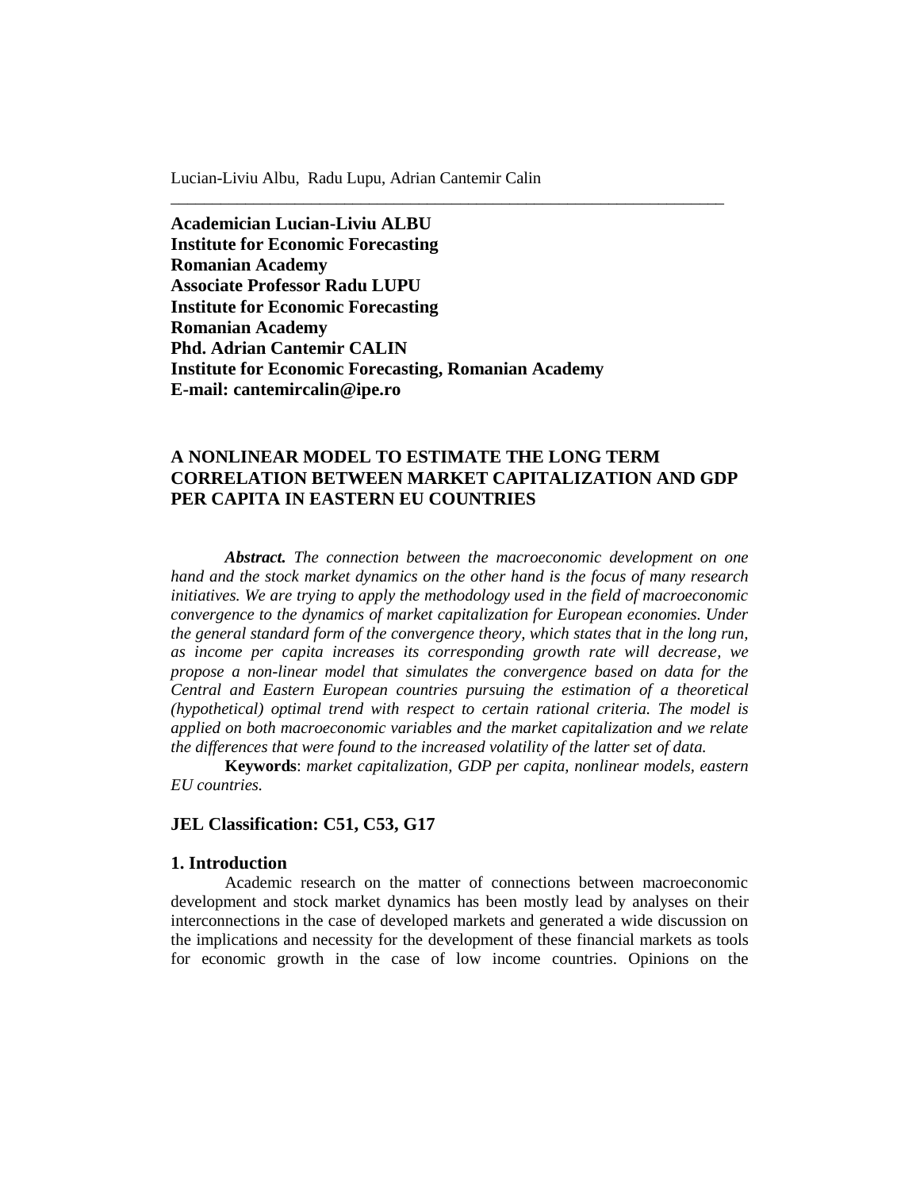**Academician Lucian-Liviu ALBU**
**Institute for Economic Forecasting**
**Romanian Academy**
**Associate Professor Radu LUPU**
**Institute for Economic Forecasting**
**Romanian Academy**
**Phd. Adrian Cantemir CALIN**
**Institute for Economic Forecasting, Romanian Academy**
**E-mail: cantemircalin@ipe.ro**

# A NONLINEAR MODEL TO ESTIMATE THE LONG TERM CORRELATION BETWEEN MARKET CAPITALIZATION AND GDP PER CAPITA IN EASTERN EU COUNTRIES

***Abstract.*** *The connection between the macroeconomic development on one hand and the stock market dynamics on the other hand is the focus of many research initiatives. We are trying to apply the methodology used in the field of macroeconomic convergence to the dynamics of market capitalization for European economies. Under the general standard form of the convergence theory, which states that in the long run, as income per capita increases its corresponding growth rate will decrease, we propose a non-linear model that simulates the convergence based on data for the Central and Eastern European countries pursuing the estimation of a theoretical (hypothetical) optimal trend with respect to certain rational criteria. The model is applied on both macroeconomic variables and the market capitalization and we relate the differences that were found to the increased volatility of the latter set of data.*

**Keywords**: *market capitalization, GDP per capita, nonlinear models, eastern EU countries.*

**JEL Classification: C51, C53, G17**

## 1. Introduction

Academic research on the matter of connections between macroeconomic development and stock market dynamics has been mostly lead by analyses on their interconnections in the case of developed markets and generated a wide discussion on the implications and necessity for the development of these financial markets as tools for economic growth in the case of low income countries. Opinions on the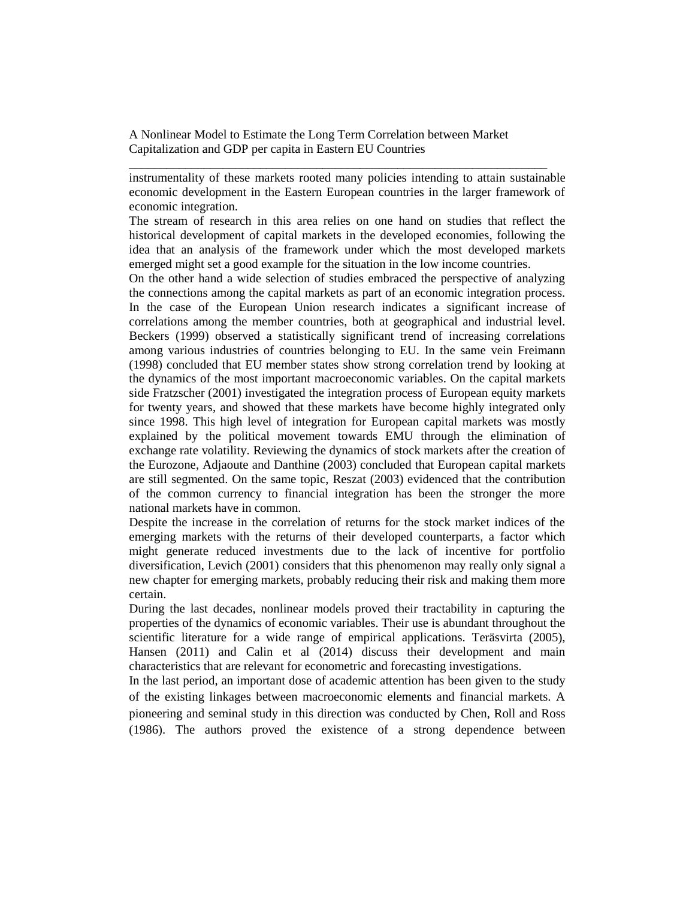instrumentality of these markets rooted many policies intending to attain sustainable economic development in the Eastern European countries in the larger framework of economic integration.

The stream of research in this area relies on one hand on studies that reflect the historical development of capital markets in the developed economies, following the idea that an analysis of the framework under which the most developed markets emerged might set a good example for the situation in the low income countries.

On the other hand a wide selection of studies embraced the perspective of analyzing the connections among the capital markets as part of an economic integration process. In the case of the European Union research indicates a significant increase of correlations among the member countries, both at geographical and industrial level. Beckers (1999) observed a statistically significant trend of increasing correlations among various industries of countries belonging to EU. In the same vein Freimann (1998) concluded that EU member states show strong correlation trend by looking at the dynamics of the most important macroeconomic variables. On the capital markets side Fratzscher (2001) investigated the integration process of European equity markets for twenty years, and showed that these markets have become highly integrated only since 1998. This high level of integration for European capital markets was mostly explained by the political movement towards EMU through the elimination of exchange rate volatility. Reviewing the dynamics of stock markets after the creation of the Eurozone, Adjaoute and Danthine (2003) concluded that European capital markets are still segmented. On the same topic, Reszat (2003) evidenced that the contribution of the common currency to financial integration has been the stronger the more national markets have in common.

Despite the increase in the correlation of returns for the stock market indices of the emerging markets with the returns of their developed counterparts, a factor which might generate reduced investments due to the lack of incentive for portfolio diversification, Levich (2001) considers that this phenomenon may really only signal a new chapter for emerging markets, probably reducing their risk and making them more certain.

During the last decades, nonlinear models proved their tractability in capturing the properties of the dynamics of economic variables. Their use is abundant throughout the scientific literature for a wide range of empirical applications. Teräsvirta (2005), Hansen (2011) and Calin et al (2014) discuss their development and main characteristics that are relevant for econometric and forecasting investigations.

In the last period, an important dose of academic attention has been given to the study of the existing linkages between macroeconomic elements and financial markets. A pioneering and seminal study in this direction was conducted by Chen, Roll and Ross (1986). The authors proved the existence of a strong dependence between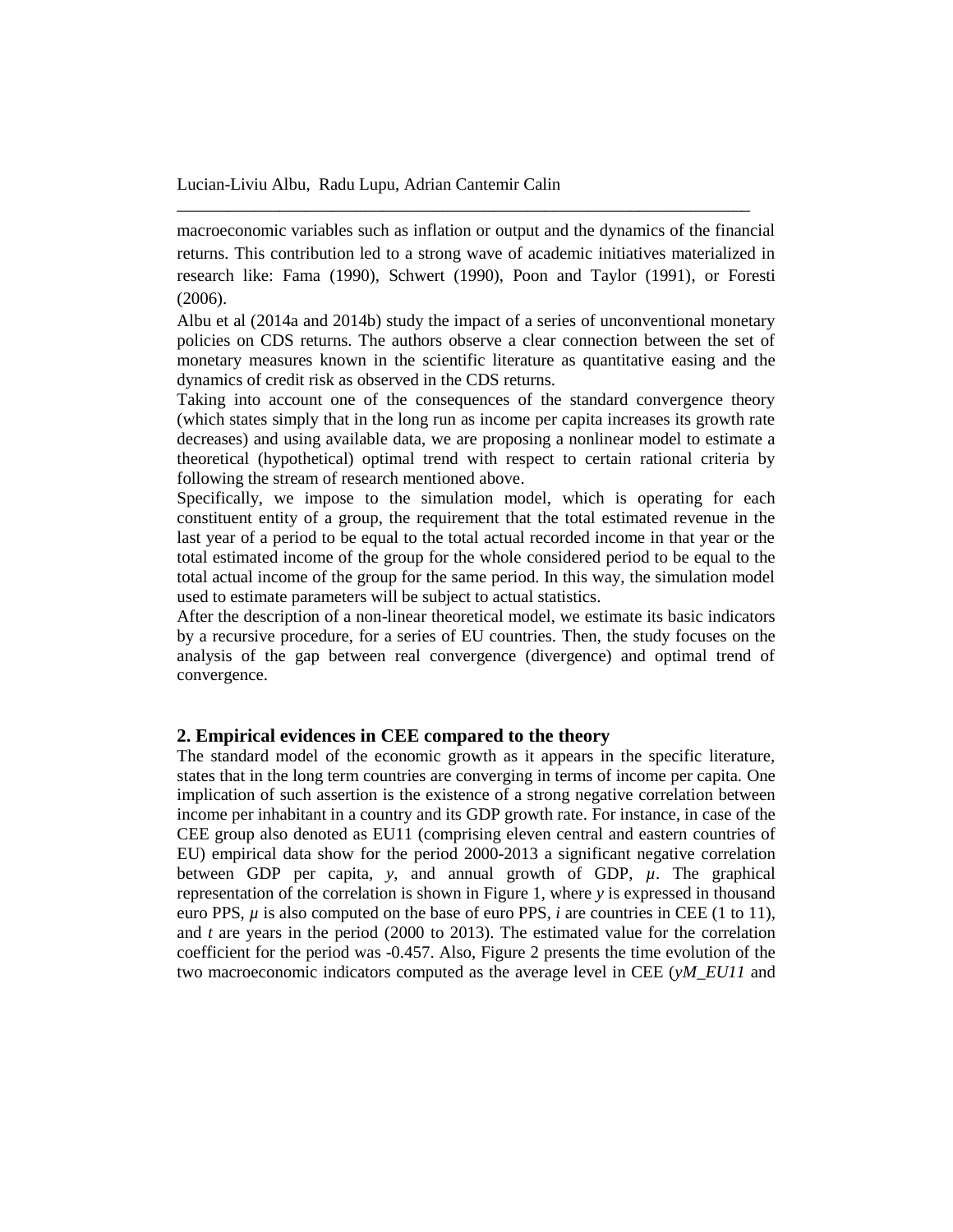macroeconomic variables such as inflation or output and the dynamics of the financial returns. This contribution led to a strong wave of academic initiatives materialized in research like: Fama (1990), Schwert (1990), Poon and Taylor (1991), or Foresti (2006).

Albu et al (2014a and 2014b) study the impact of a series of unconventional monetary policies on CDS returns. The authors observe a clear connection between the set of monetary measures known in the scientific literature as quantitative easing and the dynamics of credit risk as observed in the CDS returns.

Taking into account one of the consequences of the standard convergence theory (which states simply that in the long run as income per capita increases its growth rate decreases) and using available data, we are proposing a nonlinear model to estimate a theoretical (hypothetical) optimal trend with respect to certain rational criteria by following the stream of research mentioned above.

Specifically, we impose to the simulation model, which is operating for each constituent entity of a group, the requirement that the total estimated revenue in the last year of a period to be equal to the total actual recorded income in that year or the total estimated income of the group for the whole considered period to be equal to the total actual income of the group for the same period. In this way, the simulation model used to estimate parameters will be subject to actual statistics.

After the description of a non-linear theoretical model, we estimate its basic indicators by a recursive procedure, for a series of EU countries. Then, the study focuses on the analysis of the gap between real convergence (divergence) and optimal trend of convergence.

## 2. Empirical evidences in CEE compared to the theory

The standard model of the economic growth as it appears in the specific literature, states that in the long term countries are converging in terms of income per capita. One implication of such assertion is the existence of a strong negative correlation between income per inhabitant in a country and its GDP growth rate. For instance, in case of the CEE group also denoted as EU11 (comprising eleven central and eastern countries of EU) empirical data show for the period 2000-2013 a significant negative correlation between GDP per capita, $y$, and annual growth of GDP, $\mu$. The graphical representation of the correlation is shown in Figure 1, where $y$ is expressed in thousand euro PPS, $\mu$ is also computed on the base of euro PPS, $i$ are countries in CEE (1 to 11), and $t$ are years in the period (2000 to 2013). The estimated value for the correlation coefficient for the period was -0.457. Also, Figure 2 presents the time evolution of the two macroeconomic indicators computed as the average level in CEE (*yM_EU11* and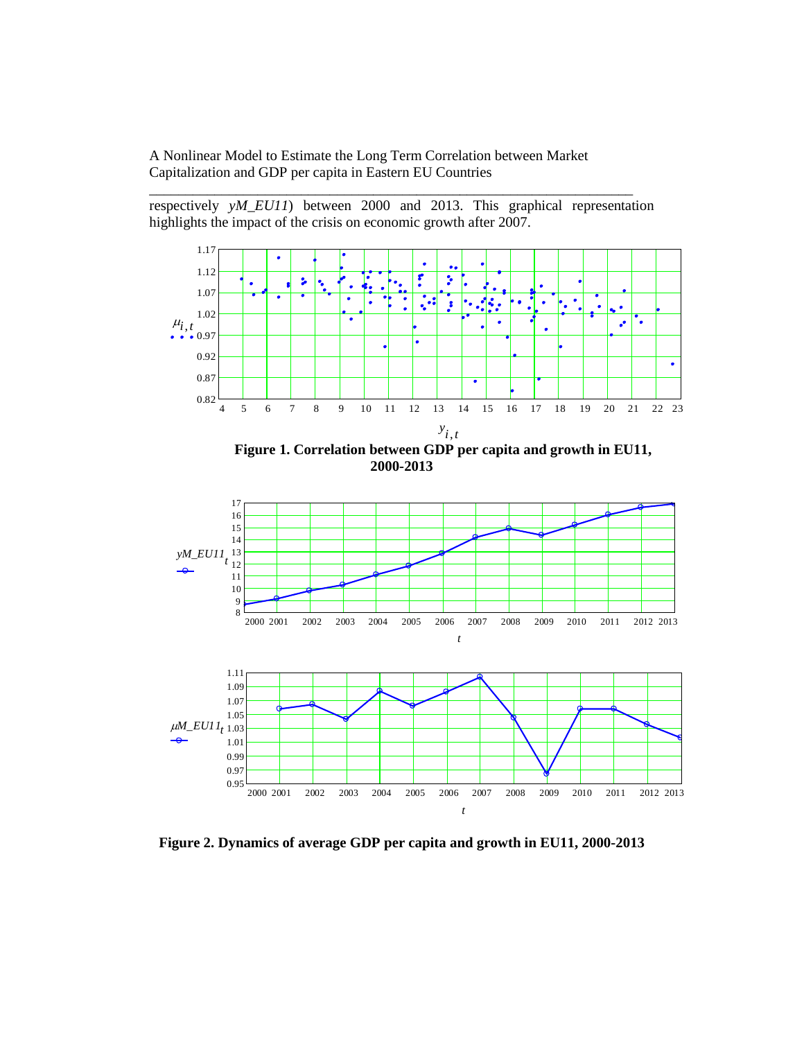respectively $yM\_EU11$) between 2000 and 2013. This graphical representation highlights the impact of the crisis on economic growth after 2007.

**Figure 1. Correlation between GDP per capita and growth in EU11, 2000-2013**

**Figure 2. Dynamics of average GDP per capita and growth in EU11, 2000-2013**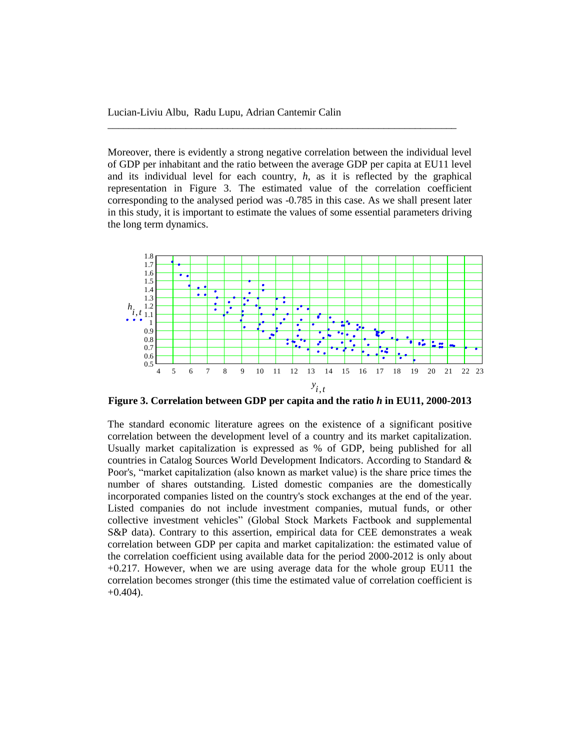Moreover, there is evidently a strong negative correlation between the individual level of GDP per inhabitant and the ratio between the average GDP per capita at EU11 level and its individual level for each country, *h*, as it is reflected by the graphical representation in Figure 3. The estimated value of the correlation coefficient corresponding to the analysed period was -0.785 in this case. As we shall present later in this study, it is important to estimate the values of some essential parameters driving the long term dynamics.

**Figure 3. Correlation between GDP per capita and the ratio *h* in EU11, 2000-2013**

The standard economic literature agrees on the existence of a significant positive correlation between the development level of a country and its market capitalization. Usually market capitalization is expressed as % of GDP, being published for all countries in Catalog Sources World Development Indicators. According to Standard & Poor's, "market capitalization (also known as market value) is the share price times the number of shares outstanding. Listed domestic companies are the domestically incorporated companies listed on the country's stock exchanges at the end of the year. Listed companies do not include investment companies, mutual funds, or other collective investment vehicles" (Global Stock Markets Factbook and supplemental S&P data). Contrary to this assertion, empirical data for CEE demonstrates a weak correlation between GDP per capita and market capitalization: the estimated value of the correlation coefficient using available data for the period 2000-2012 is only about +0.217. However, when we are using average data for the whole group EU11 the correlation becomes stronger (this time the estimated value of correlation coefficient is +0.404).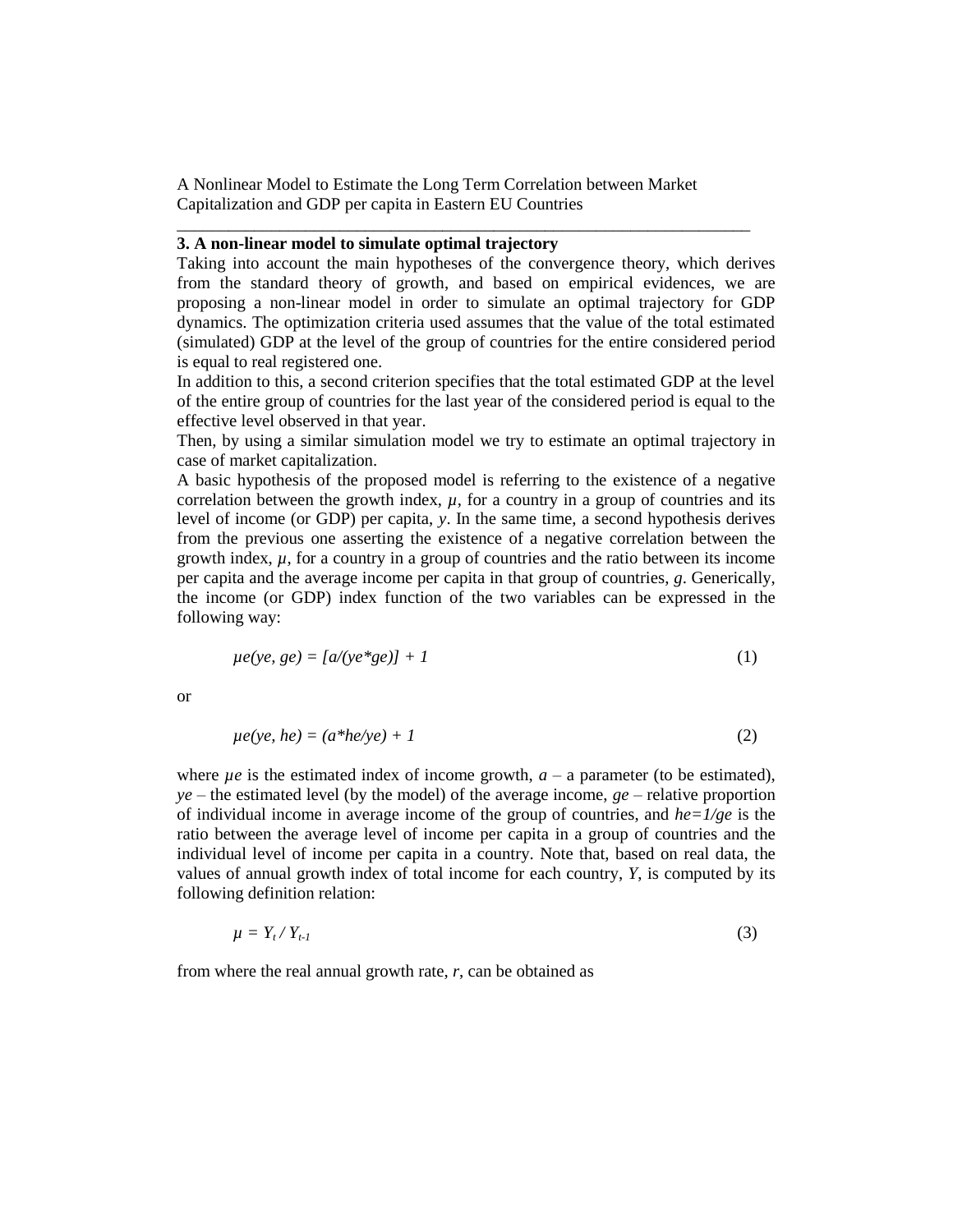## 3. A non-linear model to simulate optimal trajectory

Taking into account the main hypotheses of the convergence theory, which derives from the standard theory of growth, and based on empirical evidences, we are proposing a non-linear model in order to simulate an optimal trajectory for GDP dynamics. The optimization criteria used assumes that the value of the total estimated (simulated) GDP at the level of the group of countries for the entire considered period is equal to real registered one.

In addition to this, a second criterion specifies that the total estimated GDP at the level of the entire group of countries for the last year of the considered period is equal to the effective level observed in that year.

Then, by using a similar simulation model we try to estimate an optimal trajectory in case of market capitalization.

A basic hypothesis of the proposed model is referring to the existence of a negative correlation between the growth index, $\mu$, for a country in a group of countries and its level of income (or GDP) per capita, $y$. In the same time, a second hypothesis derives from the previous one asserting the existence of a negative correlation between the growth index, $\mu$, for a country in a group of countries and the ratio between its income per capita and the average income per capita in that group of countries, $g$. Generically, the income (or GDP) index function of the two variables can be expressed in the following way:

$$\mu e(ye, ge) = [a/(ye*ge)] + 1 \tag{1}$$

or

$$\mu e(ye, he) = (a*he/ye) + 1 \tag{2}$$

where $\mu e$ is the estimated index of income growth, $a$ – a parameter (to be estimated), $ye$ – the estimated level (by the model) of the average income, $ge$ – relative proportion of individual income in average income of the group of countries, and $he=1/ge$ is the ratio between the average level of income per capita in a group of countries and the individual level of income per capita in a country. Note that, based on real data, the values of annual growth index of total income for each country, $Y$, is computed by its following definition relation:

$$\mu = Y_t / Y_{t-1} \tag{3}$$

from where the real annual growth rate, $r$, can be obtained as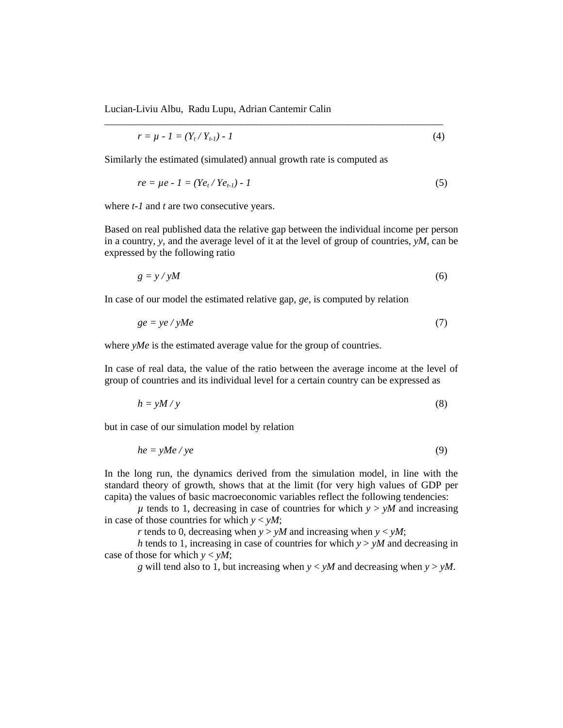$$r = \mu - 1 = (Y_t / Y_{t-1}) - 1 \tag{4}$$

Similarly the estimated (simulated) annual growth rate is computed as

$$re = \mu e - 1 = (Ye_t / Ye_{t-1}) - 1 \tag{5}$$

where *t-1* and *t* are two consecutive years.

Based on real published data the relative gap between the individual income per person in a country, *y*, and the average level of it at the level of group of countries, *yM*, can be expressed by the following ratio

$$g = y / yM \tag{6}$$

In case of our model the estimated relative gap, *ge*, is computed by relation

$$ge = ye / yMe \tag{7}$$

where *yMe* is the estimated average value for the group of countries.

In case of real data, the value of the ratio between the average income at the level of group of countries and its individual level for a certain country can be expressed as

$$h = yM / y \tag{8}$$

but in case of our simulation model by relation

$$he = yMe / ye \tag{9}$$

In the long run, the dynamics derived from the simulation model, in line with the standard theory of growth, shows that at the limit (for very high values of GDP per capita) the values of basic macroeconomic variables reflect the following tendencies:

$\mu$ tends to 1, decreasing in case of countries for which $y > yM$ and increasing in case of those countries for which $y < yM$;

*r* tends to 0, decreasing when $y > yM$ and increasing when $y < yM$;

*h* tends to 1, increasing in case of countries for which $y > yM$ and decreasing in case of those for which $y < yM$;

*g* will tend also to 1, but increasing when $y < yM$ and decreasing when $y > yM$.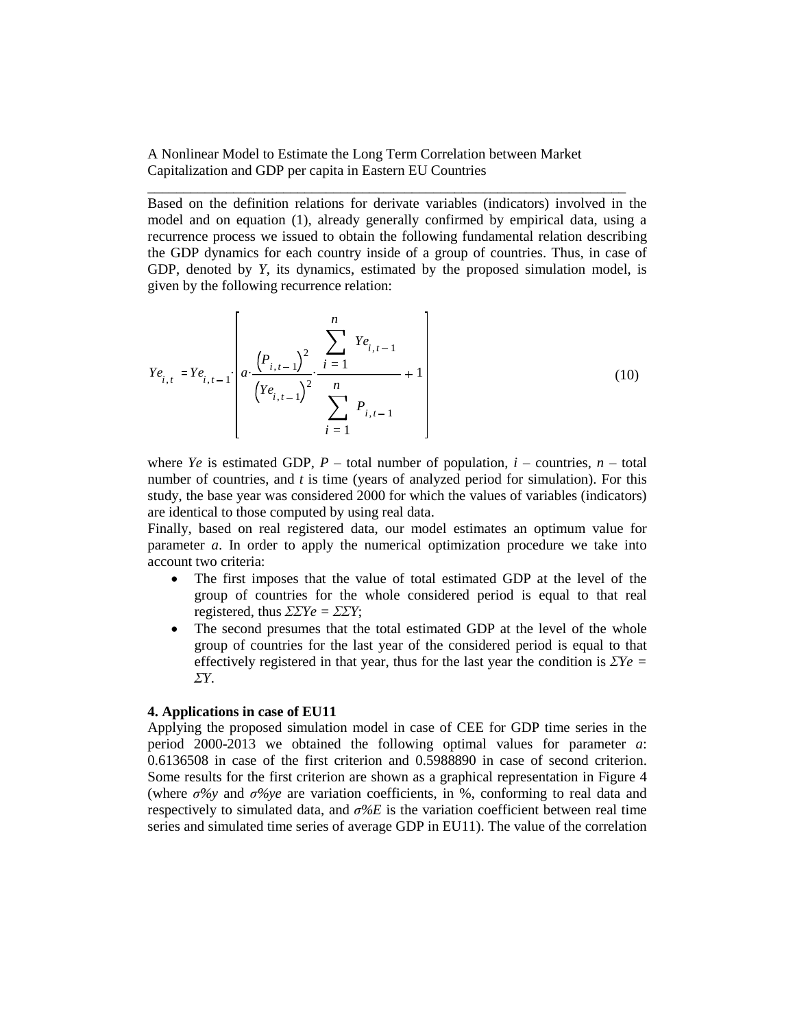Based on the definition relations for derivate variables (indicators) involved in the model and on equation (1), already generally confirmed by empirical data, using a recurrence process we issued to obtain the following fundamental relation describing the GDP dynamics for each country inside of a group of countries. Thus, in case of GDP, denoted by *Y*, its dynamics, estimated by the proposed simulation model, is given by the following recurrence relation:

$$Ye_{i,t} = Ye_{i,t-1} \cdot \left[ a \cdot \frac{\left(P_{i,t-1}\right)^2}{\left(Ye_{i,t-1}\right)^2} \cdot \frac{\sum_{i=1}^{n} Ye_{i,t-1}}{\sum_{i=1}^{n} P_{i,t-1}} + 1 \right] \tag{10}$$

where *Ye* is estimated GDP, *P* – total number of population, *i* – countries, *n* – total number of countries, and *t* is time (years of analyzed period for simulation). For this study, the base year was considered 2000 for which the values of variables (indicators) are identical to those computed by using real data.

Finally, based on real registered data, our model estimates an optimum value for parameter *a*. In order to apply the numerical optimization procedure we take into account two criteria:

- The first imposes that the value of total estimated GDP at the level of the group of countries for the whole considered period is equal to that real registered, thus $\Sigma\Sigma Ye = \Sigma\Sigma Y$;
- The second presumes that the total estimated GDP at the level of the whole group of countries for the last year of the considered period is equal to that effectively registered in that year, thus for the last year the condition is $\Sigma Ye = \Sigma Y$.

**4. Applications in case of EU11**

Applying the proposed simulation model in case of CEE for GDP time series in the period 2000-2013 we obtained the following optimal values for parameter *a*: 0.6136508 in case of the first criterion and 0.5988890 in case of second criterion. Some results for the first criterion are shown as a graphical representation in Figure 4 (where $\sigma\%y$ and $\sigma\%ye$ are variation coefficients, in %, conforming to real data and respectively to simulated data, and $\sigma\%E$ is the variation coefficient between real time series and simulated time series of average GDP in EU11). The value of the correlation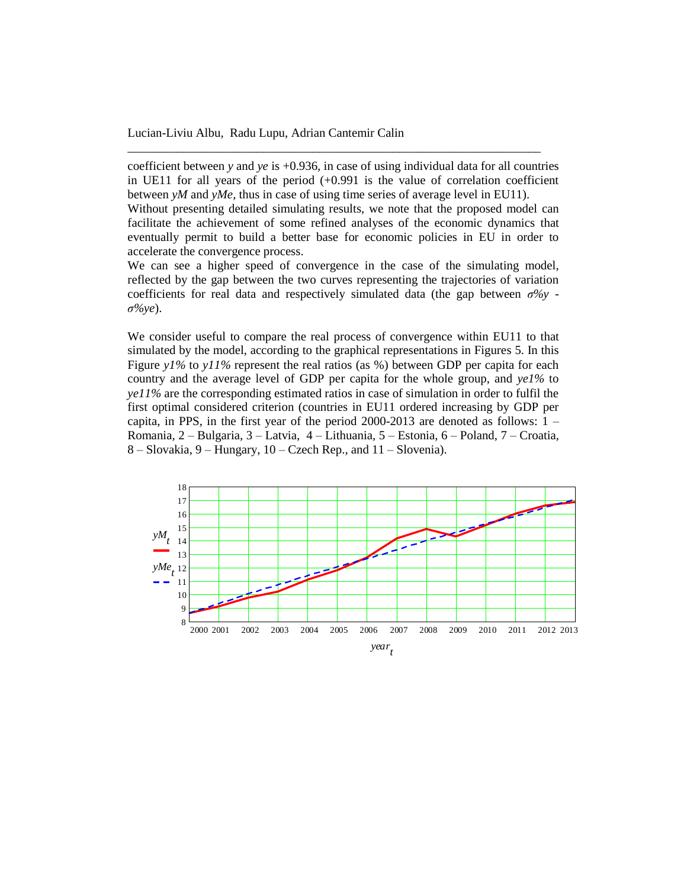coefficient between $y$ and $ye$ is +0.936, in case of using individual data for all countries in UE11 for all years of the period (+0.991 is the value of correlation coefficient between $yM$ and $yMe$, thus in case of using time series of average level in EU11).

Without presenting detailed simulating results, we note that the proposed model can facilitate the achievement of some refined analyses of the economic dynamics that eventually permit to build a better base for economic policies in EU in order to accelerate the convergence process.

We can see a higher speed of convergence in the case of the simulating model, reflected by the gap between the two curves representing the trajectories of variation coefficients for real data and respectively simulated data (the gap between $\sigma\%y$ - $\sigma\%ye$).

We consider useful to compare the real process of convergence within EU11 to that simulated by the model, according to the graphical representations in Figures 5. In this Figure $y1\%$ to $y11\%$ represent the real ratios (as %) between GDP per capita for each country and the average level of GDP per capita for the whole group, and $ye1\%$ to $ye11\%$ are the corresponding estimated ratios in case of simulation in order to fulfil the first optimal considered criterion (countries in EU11 ordered increasing by GDP per capita, in PPS, in the first year of the period 2000-2013 are denoted as follows: 1 – Romania, 2 – Bulgaria, 3 – Latvia, 4 – Lithuania, 5 – Estonia, 6 – Poland, 7 – Croatia, 8 – Slovakia, 9 – Hungary, 10 – Czech Rep., and 11 – Slovenia).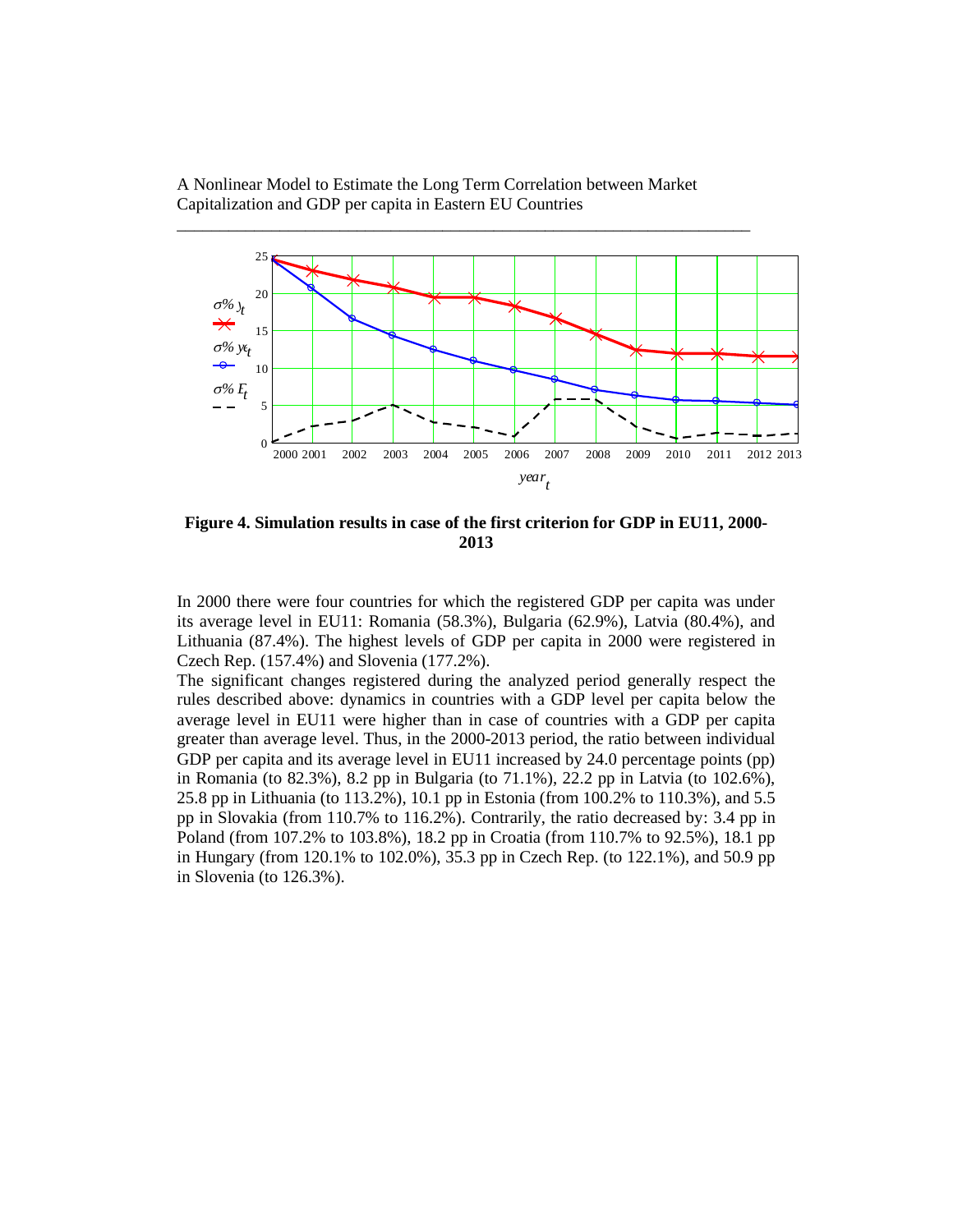**Figure 4. Simulation results in case of the first criterion for GDP in EU11, 2000-2013**

In 2000 there were four countries for which the registered GDP per capita was under its average level in EU11: Romania (58.3%), Bulgaria (62.9%), Latvia (80.4%), and Lithuania (87.4%). The highest levels of GDP per capita in 2000 were registered in Czech Rep. (157.4%) and Slovenia (177.2%).

The significant changes registered during the analyzed period generally respect the rules described above: dynamics in countries with a GDP level per capita below the average level in EU11 were higher than in case of countries with a GDP per capita greater than average level. Thus, in the 2000-2013 period, the ratio between individual GDP per capita and its average level in EU11 increased by 24.0 percentage points (pp) in Romania (to 82.3%), 8.2 pp in Bulgaria (to 71.1%), 22.2 pp in Latvia (to 102.6%), 25.8 pp in Lithuania (to 113.2%), 10.1 pp in Estonia (from 100.2% to 110.3%), and 5.5 pp in Slovakia (from 110.7% to 116.2%). Contrarily, the ratio decreased by: 3.4 pp in Poland (from 107.2% to 103.8%), 18.2 pp in Croatia (from 110.7% to 92.5%), 18.1 pp in Hungary (from 120.1% to 102.0%), 35.3 pp in Czech Rep. (to 122.1%), and 50.9 pp in Slovenia (to 126.3%).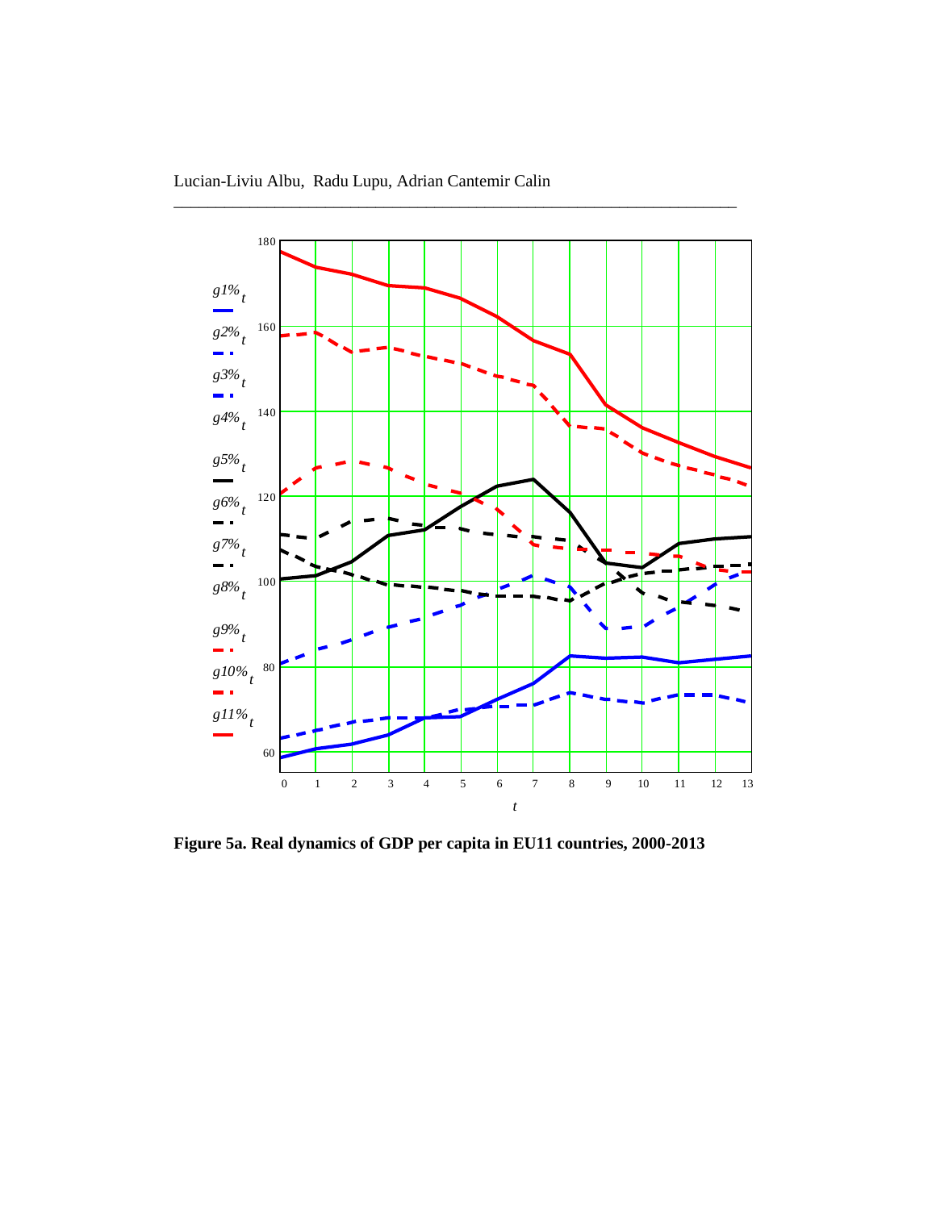**Figure 5a. Real dynamics of GDP per capita in EU11 countries, 2000-2013**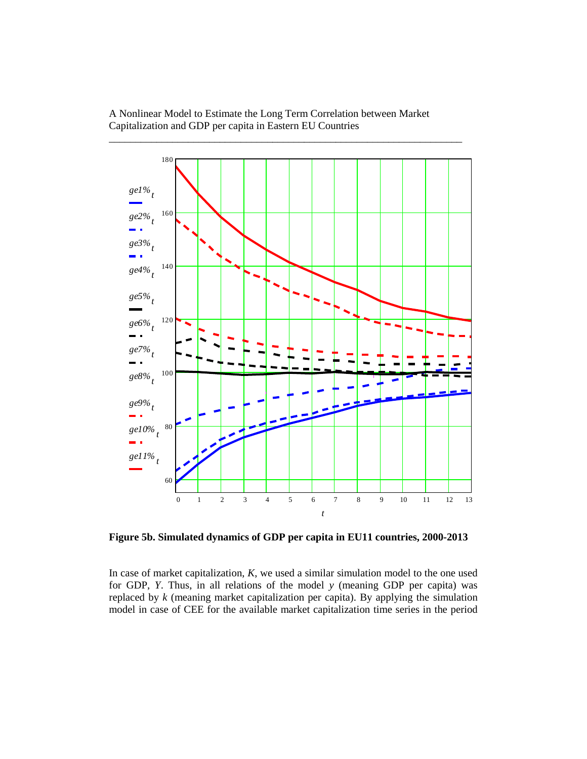**Figure 5b. Simulated dynamics of GDP per capita in EU11 countries, 2000-2013**

In case of market capitalization, *K*, we used a similar simulation model to the one used for GDP, *Y*. Thus, in all relations of the model *y* (meaning GDP per capita) was replaced by *k* (meaning market capitalization per capita). By applying the simulation model in case of CEE for the available market capitalization time series in the period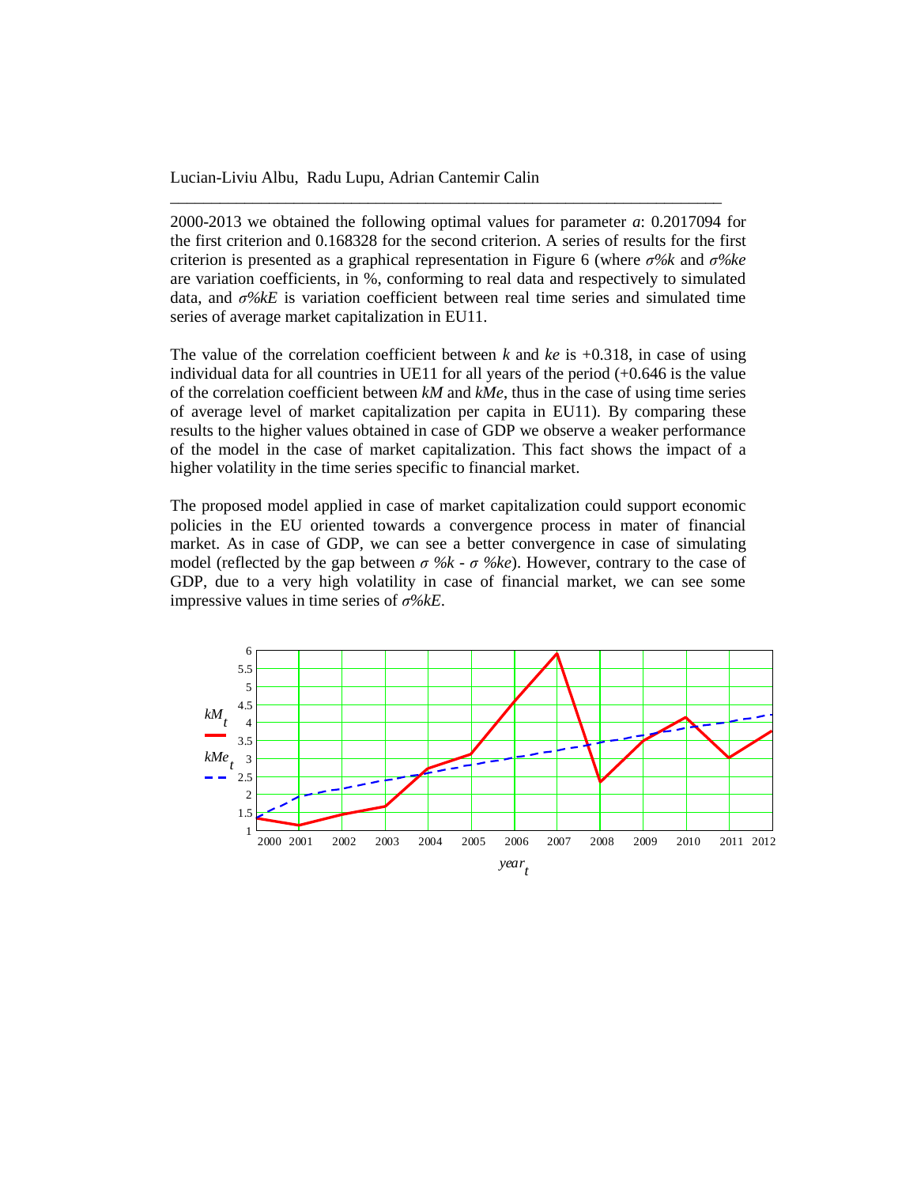2000-2013 we obtained the following optimal values for parameter *a*: 0.2017094 for the first criterion and 0.168328 for the second criterion. A series of results for the first criterion is presented as a graphical representation in Figure 6 (where *σ%k* and *σ%ke* are variation coefficients, in %, conforming to real data and respectively to simulated data, and *σ%kE* is variation coefficient between real time series and simulated time series of average market capitalization in EU11.

The value of the correlation coefficient between *k* and *ke* is +0.318, in case of using individual data for all countries in UE11 for all years of the period (+0.646 is the value of the correlation coefficient between *kM* and *kMe*, thus in the case of using time series of average level of market capitalization per capita in EU11). By comparing these results to the higher values obtained in case of GDP we observe a weaker performance of the model in the case of market capitalization. This fact shows the impact of a higher volatility in the time series specific to financial market.

The proposed model applied in case of market capitalization could support economic policies in the EU oriented towards a convergence process in mater of financial market. As in case of GDP, we can see a better convergence in case of simulating model (reflected by the gap between *σ %k* - *σ %ke*). However, contrary to the case of GDP, due to a very high volatility in case of financial market, we can see some impressive values in time series of *σ%kE*.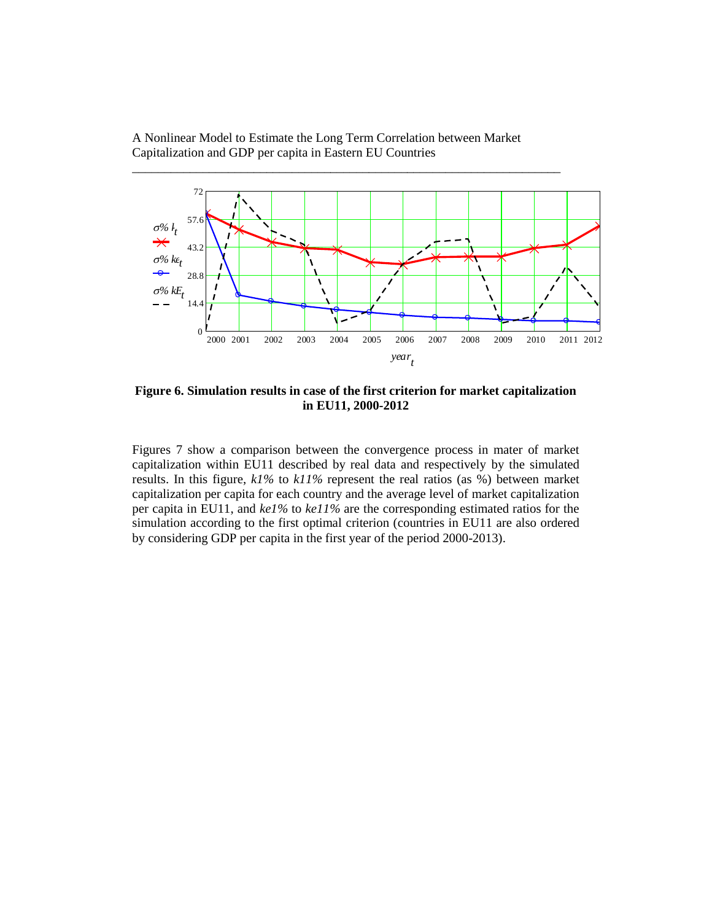**Figure 6. Simulation results in case of the first criterion for market capitalization in EU11, 2000-2012**

Figures 7 show a comparison between the convergence process in mater of market capitalization within EU11 described by real data and respectively by the simulated results. In this figure, *k1%* to *k11%* represent the real ratios (as %) between market capitalization per capita for each country and the average level of market capitalization per capita in EU11, and *ke1%* to *ke11%* are the corresponding estimated ratios for the simulation according to the first optimal criterion (countries in EU11 are also ordered by considering GDP per capita in the first year of the period 2000-2013).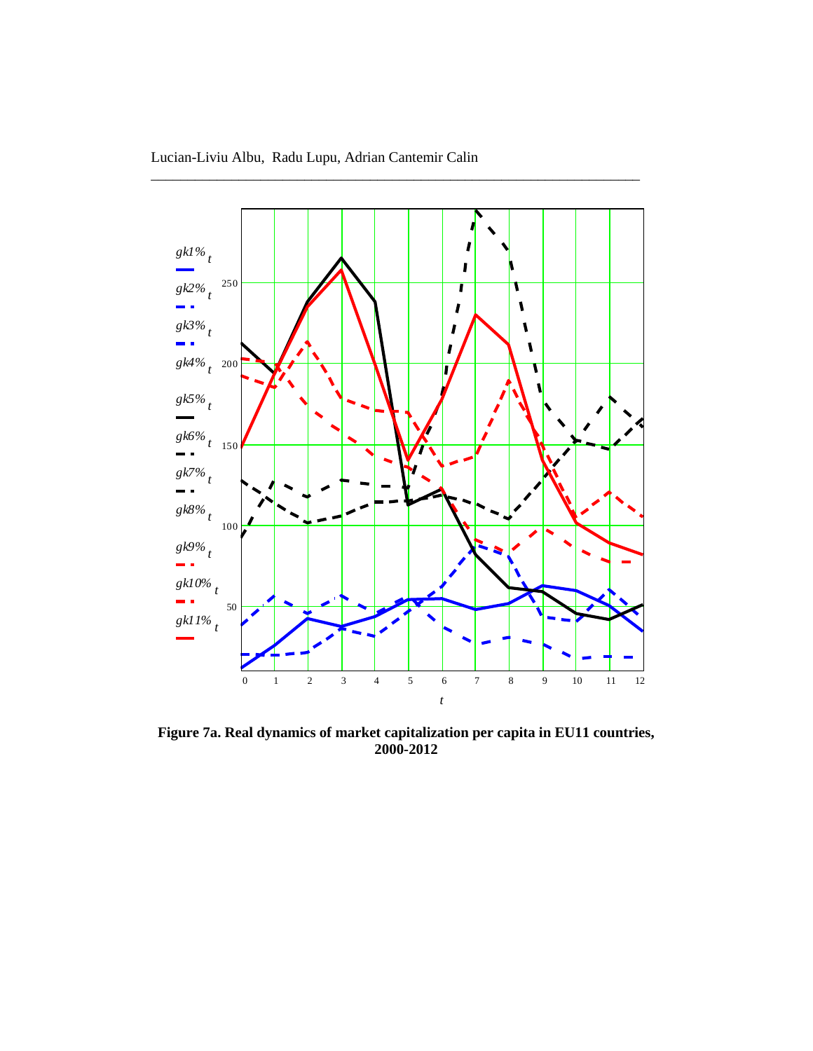Figure 7a. Real dynamics of market capitalization per capita in EU11 countries, 2000-2012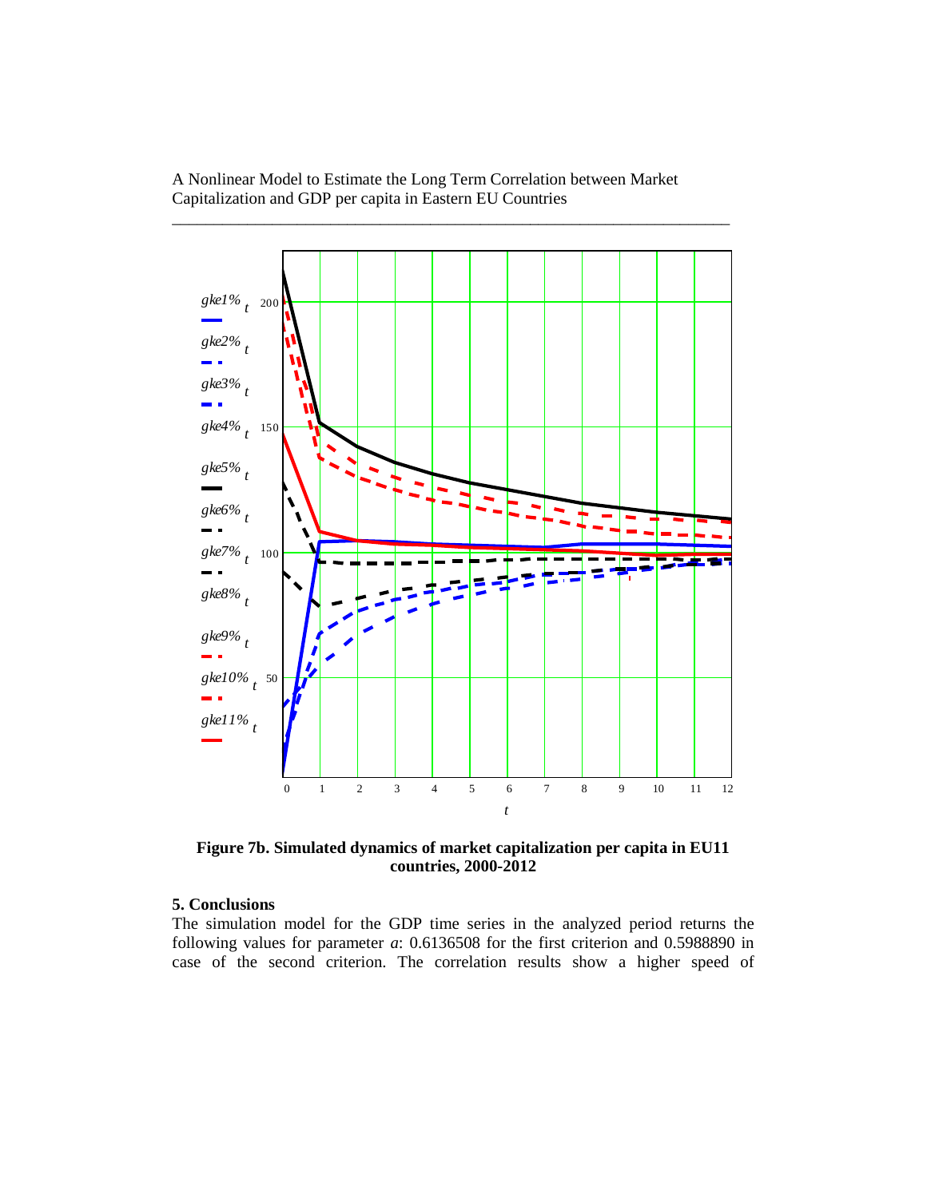**Figure 7b. Simulated dynamics of market capitalization per capita in EU11 countries, 2000-2012**

## 5. Conclusions

The simulation model for the GDP time series in the analyzed period returns the following values for parameter *a*: 0.6136508 for the first criterion and 0.5988890 in case of the second criterion. The correlation results show a higher speed of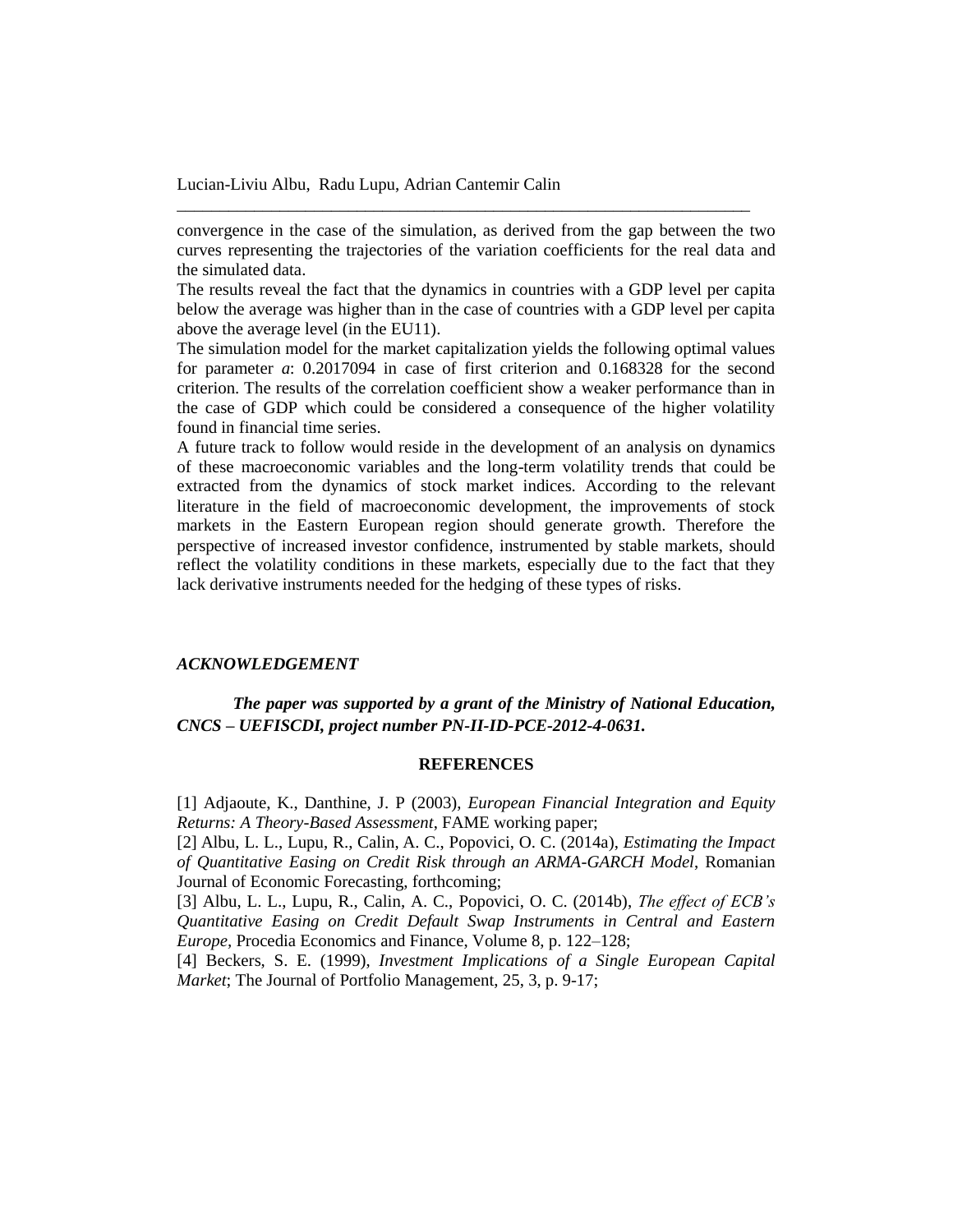convergence in the case of the simulation, as derived from the gap between the two curves representing the trajectories of the variation coefficients for the real data and the simulated data.

The results reveal the fact that the dynamics in countries with a GDP level per capita below the average was higher than in the case of countries with a GDP level per capita above the average level (in the EU11).

The simulation model for the market capitalization yields the following optimal values for parameter *a*: 0.2017094 in case of first criterion and 0.168328 for the second criterion. The results of the correlation coefficient show a weaker performance than in the case of GDP which could be considered a consequence of the higher volatility found in financial time series.

A future track to follow would reside in the development of an analysis on dynamics of these macroeconomic variables and the long-term volatility trends that could be extracted from the dynamics of stock market indices. According to the relevant literature in the field of macroeconomic development, the improvements of stock markets in the Eastern European region should generate growth. Therefore the perspective of increased investor confidence, instrumented by stable markets, should reflect the volatility conditions in these markets, especially due to the fact that they lack derivative instruments needed for the hedging of these types of risks.

### *ACKNOWLEDGEMENT*

***The paper was supported by a grant of the Ministry of National Education, CNCS – UEFISCDI, project number PN-II-ID-PCE-2012-4-0631.***

### REFERENCES

[1] Adjaoute, K., Danthine, J. P (2003), *European Financial Integration and Equity Returns: A Theory-Based Assessment*, FAME working paper;

[2] Albu, L. L., Lupu, R., Calin, A. C., Popovici, O. C. (2014a), *Estimating the Impact of Quantitative Easing on Credit Risk through an ARMA-GARCH Model*, Romanian Journal of Economic Forecasting, forthcoming;

[3] Albu, L. L., Lupu, R., Calin, A. C., Popovici, O. C. (2014b), *The effect of ECB's Quantitative Easing on Credit Default Swap Instruments in Central and Eastern Europe*, Procedia Economics and Finance, Volume 8, p. 122–128;

[4] Beckers, S. E. (1999), *Investment Implications of a Single European Capital Market*; The Journal of Portfolio Management, 25, 3, p. 9-17;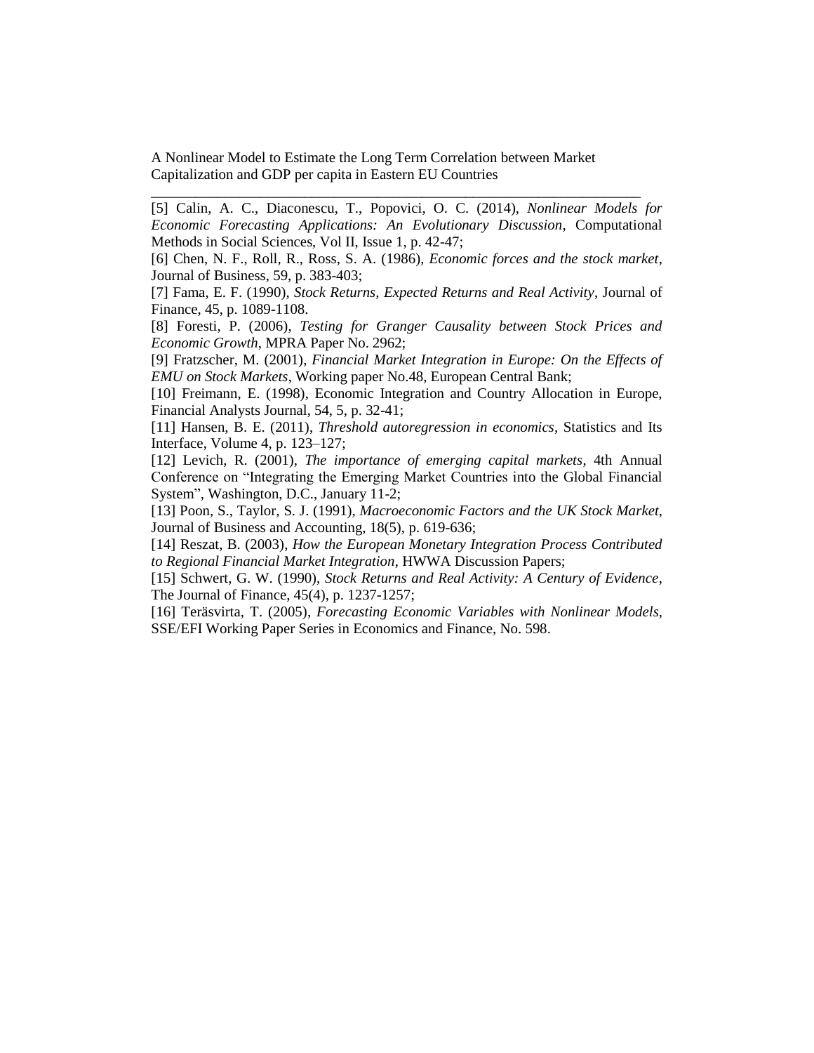[5] Calin, A. C., Diaconescu, T., Popovici, O. C. (2014), *Nonlinear Models for Economic Forecasting Applications: An Evolutionary Discussion*, Computational Methods in Social Sciences, Vol II, Issue 1, p. 42-47;

[6] Chen, N. F., Roll, R., Ross, S. A. (1986), *Economic forces and the stock market*, Journal of Business, 59, p. 383-403;

[7] Fama, E. F. (1990), *Stock Returns, Expected Returns and Real Activity*, Journal of Finance, 45, p. 1089-1108.

[8] Foresti, P. (2006), *Testing for Granger Causality between Stock Prices and Economic Growth*, MPRA Paper No. 2962;

[9] Fratzscher, M. (2001), *Financial Market Integration in Europe: On the Effects of EMU on Stock Markets*, Working paper No.48, European Central Bank;

[10] Freimann, E. (1998), Economic Integration and Country Allocation in Europe, Financial Analysts Journal, 54, 5, p. 32-41;

[11] Hansen, B. E. (2011), *Threshold autoregression in economics*, Statistics and Its Interface, Volume 4, p. 123–127;

[12] Levich, R. (2001), *The importance of emerging capital markets*, 4th Annual Conference on "Integrating the Emerging Market Countries into the Global Financial System", Washington, D.C., January 11-2;

[13] Poon, S., Taylor, S. J. (1991), *Macroeconomic Factors and the UK Stock Market*, Journal of Business and Accounting, 18(5), p. 619-636;

[14] Reszat, B. (2003), *How the European Monetary Integration Process Contributed to Regional Financial Market Integration*, HWWA Discussion Papers;

[15] Schwert, G. W. (1990), *Stock Returns and Real Activity: A Century of Evidence*, The Journal of Finance, 45(4), p. 1237-1257;

[16] Teräsvirta, T. (2005), *Forecasting Economic Variables with Nonlinear Models*, SSE/EFI Working Paper Series in Economics and Finance, No. 598.